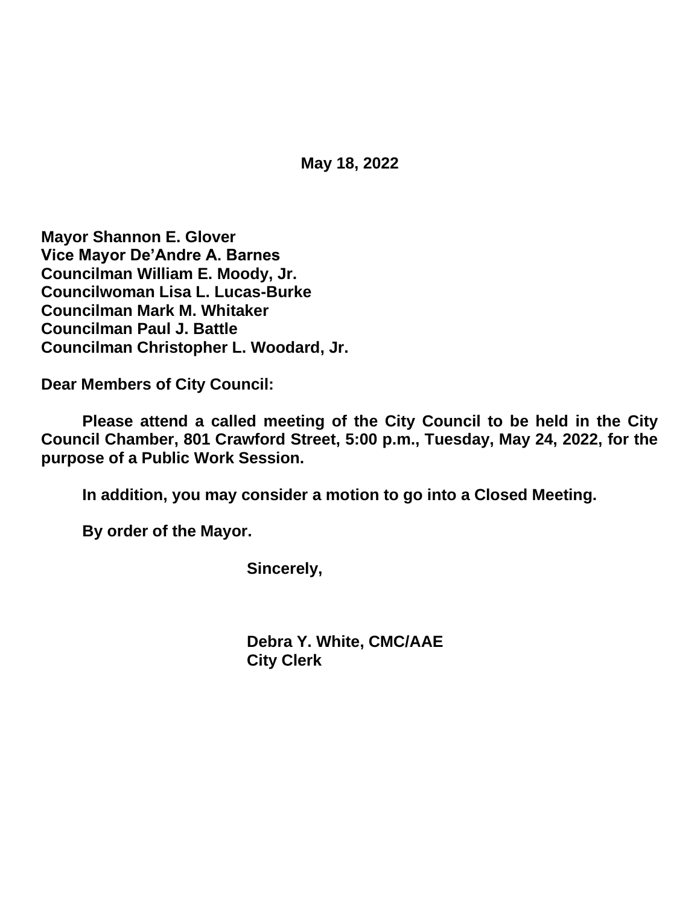**May 18, 2022**

**Mayor Shannon E. Glover**
**Vice Mayor De'Andre A. Barnes**
**Councilman William E. Moody, Jr.**
**Councilwoman Lisa L. Lucas-Burke**
**Councilman Mark M. Whitaker**
**Councilman Paul J. Battle**
**Councilman Christopher L. Woodard, Jr.**

**Dear Members of City Council:**

**Please attend a called meeting of the City Council to be held in the City Council Chamber, 801 Crawford Street, 5:00 p.m., Tuesday, May 24, 2022, for the purpose of a Public Work Session.**

**In addition, you may consider a motion to go into a Closed Meeting.**

**By order of the Mayor.**

**Sincerely,**

**Debra Y. White, CMC/AAE**
**City Clerk**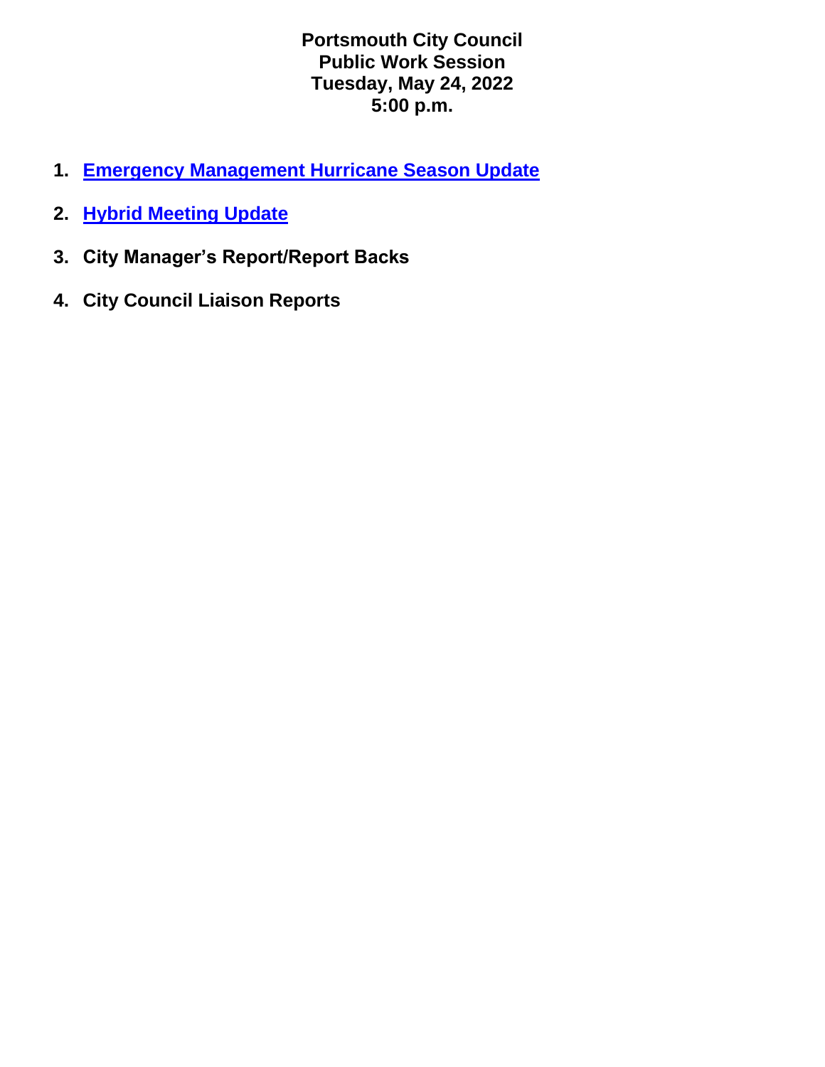**Portsmouth City Council**
**Public Work Session**
**Tuesday, May 24, 2022**
**5:00 p.m.**

1. **Emergency Management Hurricane Season Update**
2. **Hybrid Meeting Update**
3. **City Manager's Report/Report Backs**
4. **City Council Liaison Reports**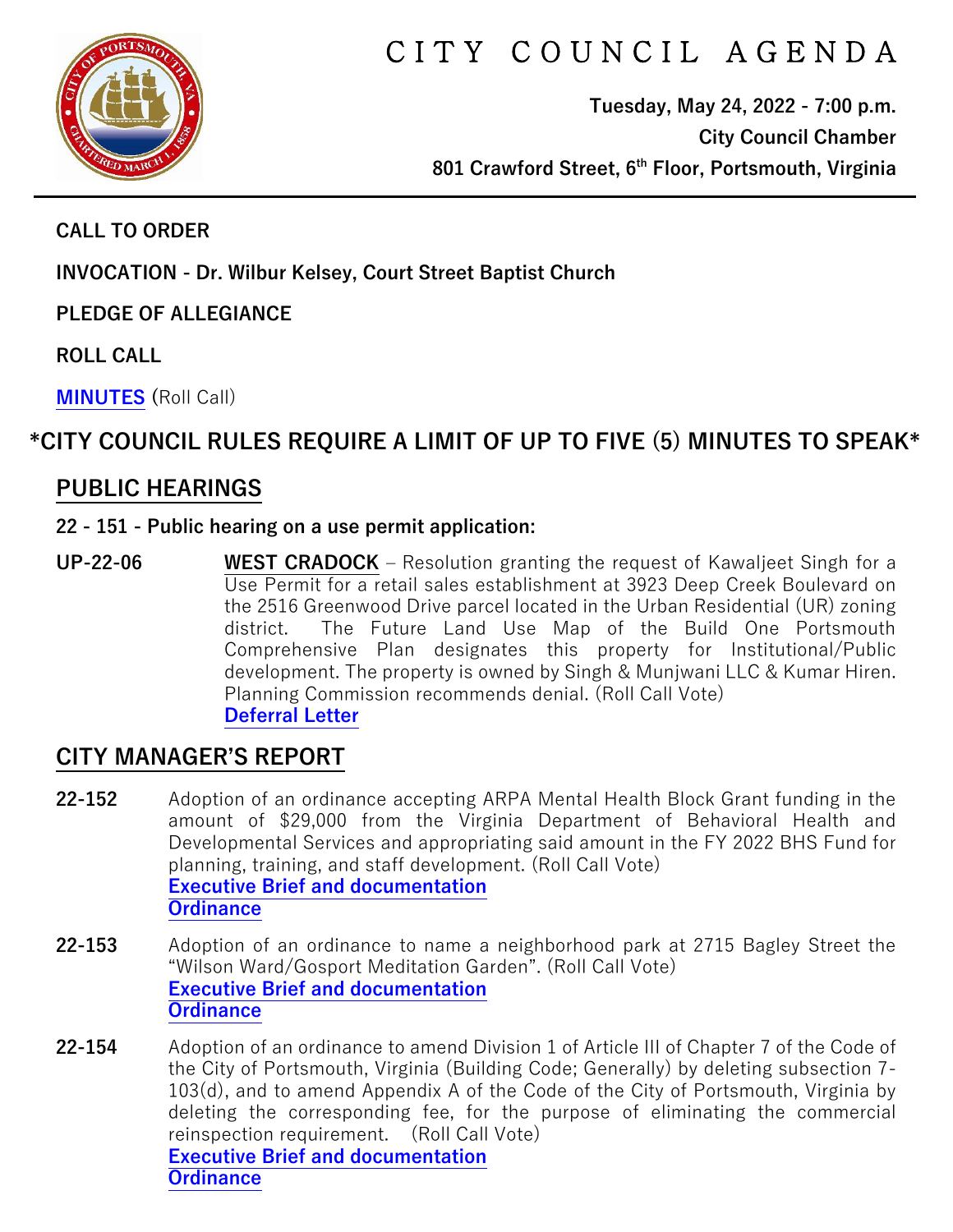# CITY COUNCIL AGENDA

**Tuesday, May 24, 2022 - 7:00 p.m.**
**City Council Chamber**
**801 Crawford Street, 6th Floor, Portsmouth, Virginia**

---

**CALL TO ORDER**

**INVOCATION - Dr. Wilbur Kelsey, Court Street Baptist Church**

**PLEDGE OF ALLEGIANCE**

**ROLL CALL**

**MINUTES** (Roll Call)

**\*CITY COUNCIL RULES REQUIRE A LIMIT OF UP TO FIVE (5) MINUTES TO SPEAK\***

## PUBLIC HEARINGS

**22 - 151 - Public hearing on a use permit application:**

**UP-22-06** **WEST CRADOCK** – Resolution granting the request of Kawaljeet Singh for a Use Permit for a retail sales establishment at 3923 Deep Creek Boulevard on the 2516 Greenwood Drive parcel located in the Urban Residential (UR) zoning district. The Future Land Use Map of the Build One Portsmouth Comprehensive Plan designates this property for Institutional/Public development. The property is owned by Singh & Munjwani LLC & Kumar Hiren. Planning Commission recommends denial. (Roll Call Vote)
**Deferral Letter**

## CITY MANAGER'S REPORT

**22-152** Adoption of an ordinance accepting ARPA Mental Health Block Grant funding in the amount of $29,000 from the Virginia Department of Behavioral Health and Developmental Services and appropriating said amount in the FY 2022 BHS Fund for planning, training, and staff development. (Roll Call Vote)
**Executive Brief and documentation**
**Ordinance**

**22-153** Adoption of an ordinance to name a neighborhood park at 2715 Bagley Street the "Wilson Ward/Gosport Meditation Garden". (Roll Call Vote)
**Executive Brief and documentation**
**Ordinance**

**22-154** Adoption of an ordinance to amend Division 1 of Article III of Chapter 7 of the Code of the City of Portsmouth, Virginia (Building Code; Generally) by deleting subsection 7-103(d), and to amend Appendix A of the Code of the City of Portsmouth, Virginia by deleting the corresponding fee, for the purpose of eliminating the commercial reinspection requirement. (Roll Call Vote)
**Executive Brief and documentation**
**Ordinance**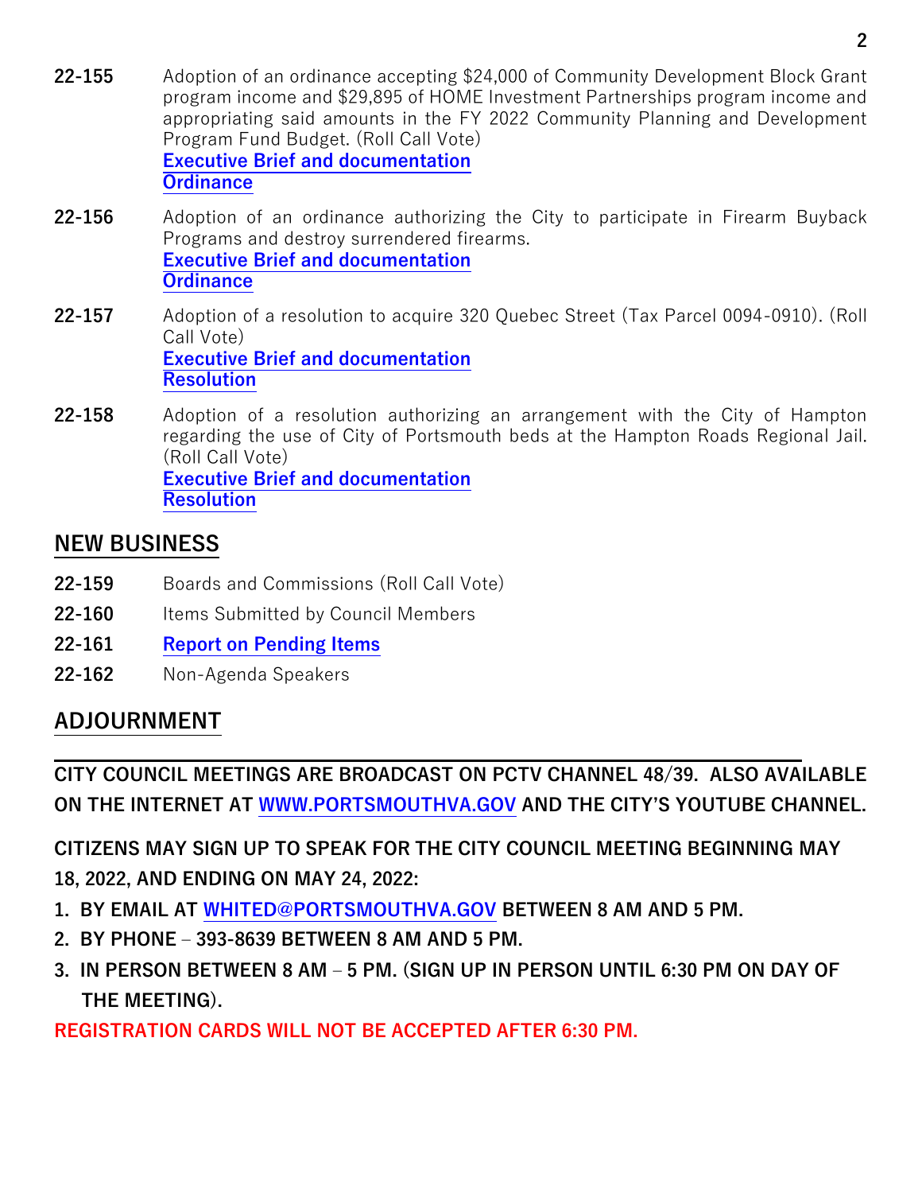**22-155** Adoption of an ordinance accepting $24,000 of Community Development Block Grant program income and $29,895 of HOME Investment Partnerships program income and appropriating said amounts in the FY 2022 Community Planning and Development Program Fund Budget. (Roll Call Vote)
**Executive Brief and documentation**
**Ordinance**

**22-156** Adoption of an ordinance authorizing the City to participate in Firearm Buyback Programs and destroy surrendered firearms.
**Executive Brief and documentation**
**Ordinance**

**22-157** Adoption of a resolution to acquire 320 Quebec Street (Tax Parcel 0094-0910). (Roll Call Vote)
**Executive Brief and documentation**
**Resolution**

**22-158** Adoption of a resolution authorizing an arrangement with the City of Hampton regarding the use of City of Portsmouth beds at the Hampton Roads Regional Jail. (Roll Call Vote)
**Executive Brief and documentation**
**Resolution**

## NEW BUSINESS

**22-159** Boards and Commissions (Roll Call Vote)

**22-160** Items Submitted by Council Members

**22-161** **Report on Pending Items**

**22-162** Non-Agenda Speakers

## ADJOURNMENT

---

**CITY COUNCIL MEETINGS ARE BROADCAST ON PCTV CHANNEL 48/39. ALSO AVAILABLE ON THE INTERNET AT WWW.PORTSMOUTHVA.GOV AND THE CITY'S YOUTUBE CHANNEL.**

**CITIZENS MAY SIGN UP TO SPEAK FOR THE CITY COUNCIL MEETING BEGINNING MAY 18, 2022, AND ENDING ON MAY 24, 2022:**

1. **BY EMAIL AT WHITED@PORTSMOUTHVA.GOV BETWEEN 8 AM AND 5 PM.**
2. **BY PHONE – 393-8639 BETWEEN 8 AM AND 5 PM.**
3. **IN PERSON BETWEEN 8 AM – 5 PM. (SIGN UP IN PERSON UNTIL 6:30 PM ON DAY OF THE MEETING).**

**REGISTRATION CARDS WILL NOT BE ACCEPTED AFTER 6:30 PM.**